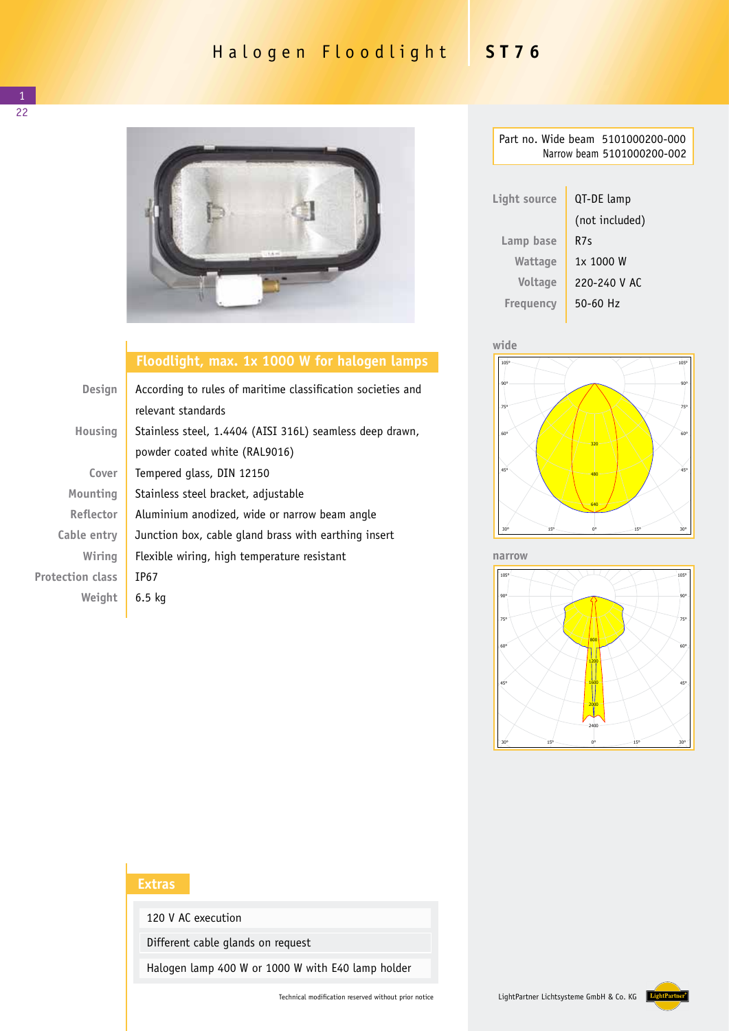# Halogen Floodlight ST76

Part no. Wide beam 5101000200-000
Narrow beam 5101000200-002

| | |
|---|---|
| Light source | QT-DE lamp (not included) |
| Lamp base | R7s |
| Wattage | 1x 1000 W |
| Voltage | 220-240 V AC |
| Frequency | 50-60 Hz |

## Floodlight, max. 1x 1000 W for halogen lamps

| | |
|---|---|
| Design | According to rules of maritime classification societies and relevant standards |
| Housing | Stainless steel, 1.4404 (AISI 316L) seamless deep drawn, powder coated white (RAL9016) |
| Cover | Tempered glass, DIN 12150 |
| Mounting | Stainless steel bracket, adjustable |
| Reflector | Aluminium anodized, wide or narrow beam angle |
| Cable entry | Junction box, cable gland brass with earthing insert |
| Wiring | Flexible wiring, high temperature resistant |
| Protection class | IP67 |
| Weight | 6.5 kg |

wide

narrow

## Extras

- 120 V AC execution
- Different cable glands on request
- Halogen lamp 400 W or 1000 W with E40 lamp holder

Technical modification reserved without prior notice

LightPartner Lichtsysteme GmbH & Co. KG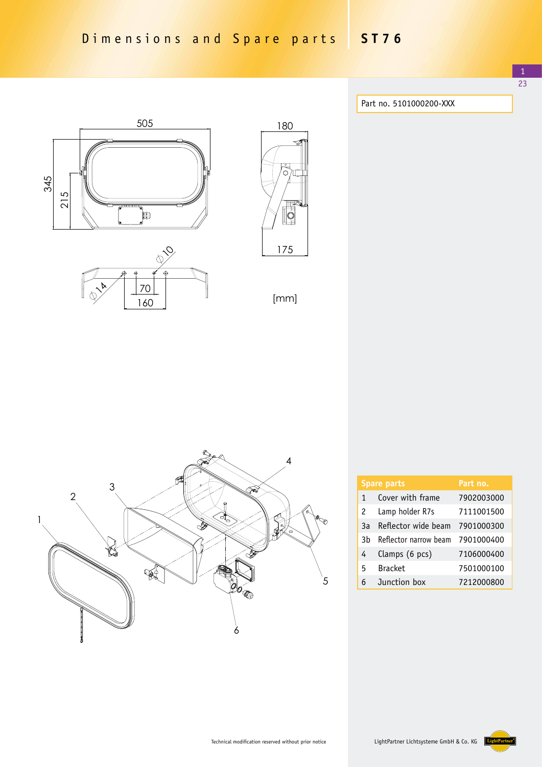# Dimensions and Spare parts ST76

Part no. 5101000200-XXX

505

345

215

180

175

∅10

∅14

70

160

[mm]

| Spare parts | | Part no. |
|---|---|---|
| 1 | Cover with frame | 7902003000 |
| 2 | Lamp holder R7s | 7111001500 |
| 3a | Reflector wide beam | 7901000300 |
| 3b | Reflector narrow beam | 7901000400 |
| 4 | Clamps (6 pcs) | 7106000400 |
| 5 | Bracket | 7501000100 |
| 6 | Junction box | 7212000800 |

Technical modification reserved without prior notice

LightPartner Lichtsysteme GmbH & Co. KG